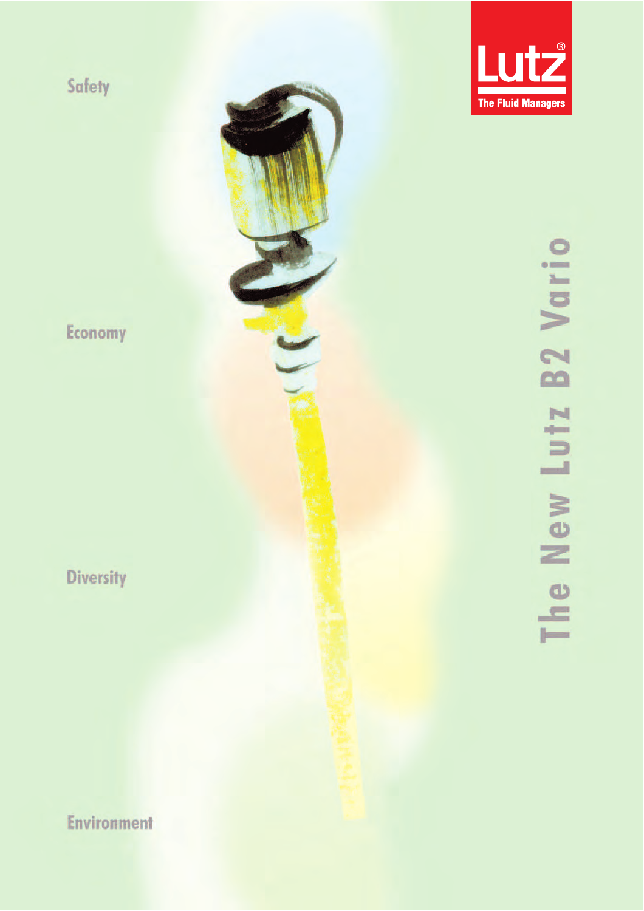**Lutz®**
**The Fluid Managers**

# The New Lutz B2 Vario

Safety

Economy

Diversity

Environment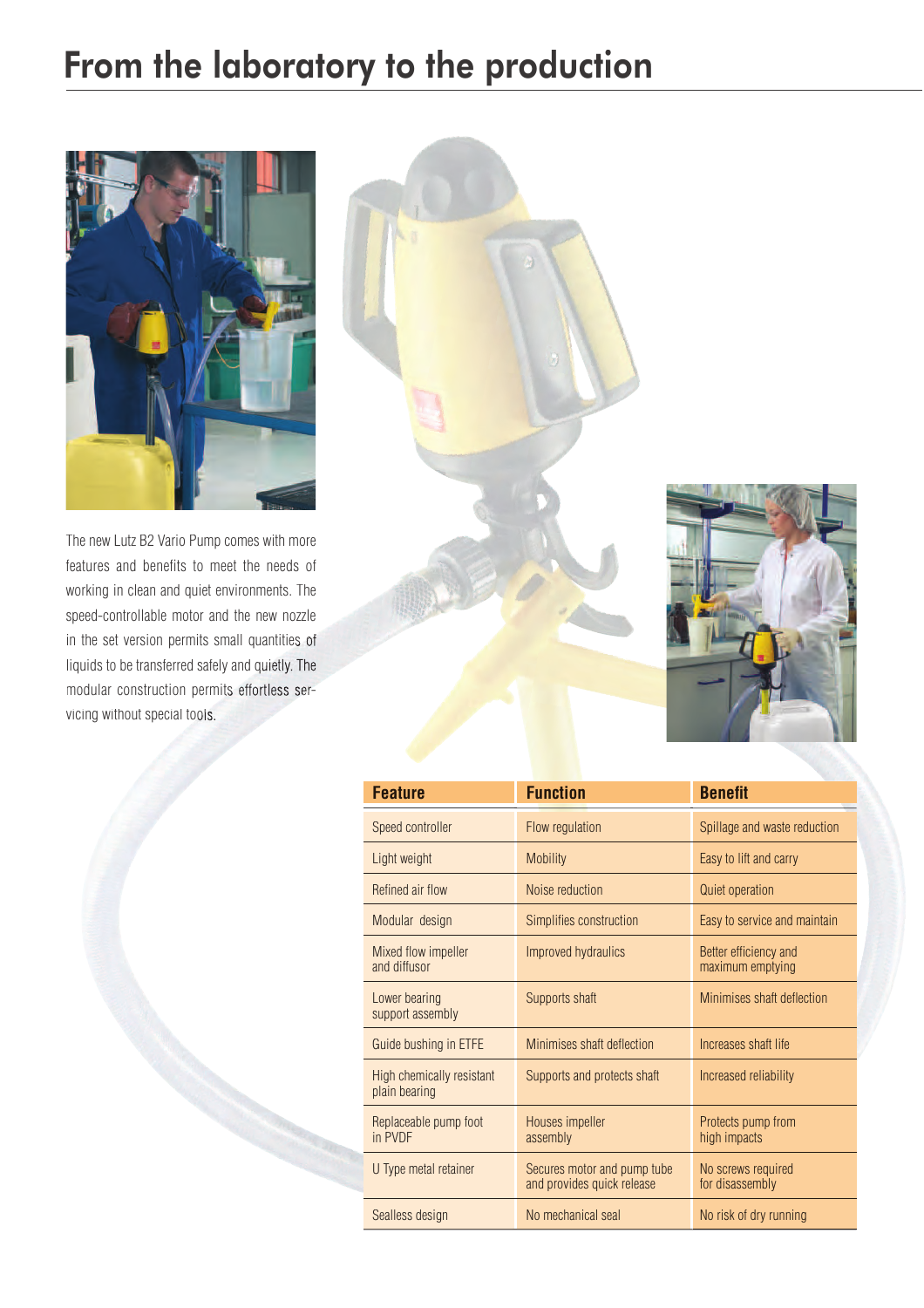# From the laboratory to the production

The new Lutz B2 Vario Pump comes with more features and benefits to meet the needs of working in clean and quiet environments. The speed-controllable motor and the new nozzle in the set version permits small quantities of liquids to be transferred safely and quietly. The modular construction permits effortless servicing without special tools.

| Feature | Function | Benefit |
|---|---|---|
| Speed controller | Flow regulation | Spillage and waste reduction |
| Light weight | Mobility | Easy to lift and carry |
| Refined air flow | Noise reduction | Quiet operation |
| Modular design | Simplifies construction | Easy to service and maintain |
| Mixed flow impeller and diffusor | Improved hydraulics | Better efficiency and maximum emptying |
| Lower bearing support assembly | Supports shaft | Minimises shaft deflection |
| Guide bushing in ETFE | Minimises shaft deflection | Increases shaft life |
| High chemically resistant plain bearing | Supports and protects shaft | Increased reliability |
| Replaceable pump foot in PVDF | Houses impeller assembly | Protects pump from high impacts |
| U Type metal retainer | Secures motor and pump tube and provides quick release | No screws required for disassembly |
| Sealless design | No mechanical seal | No risk of dry running |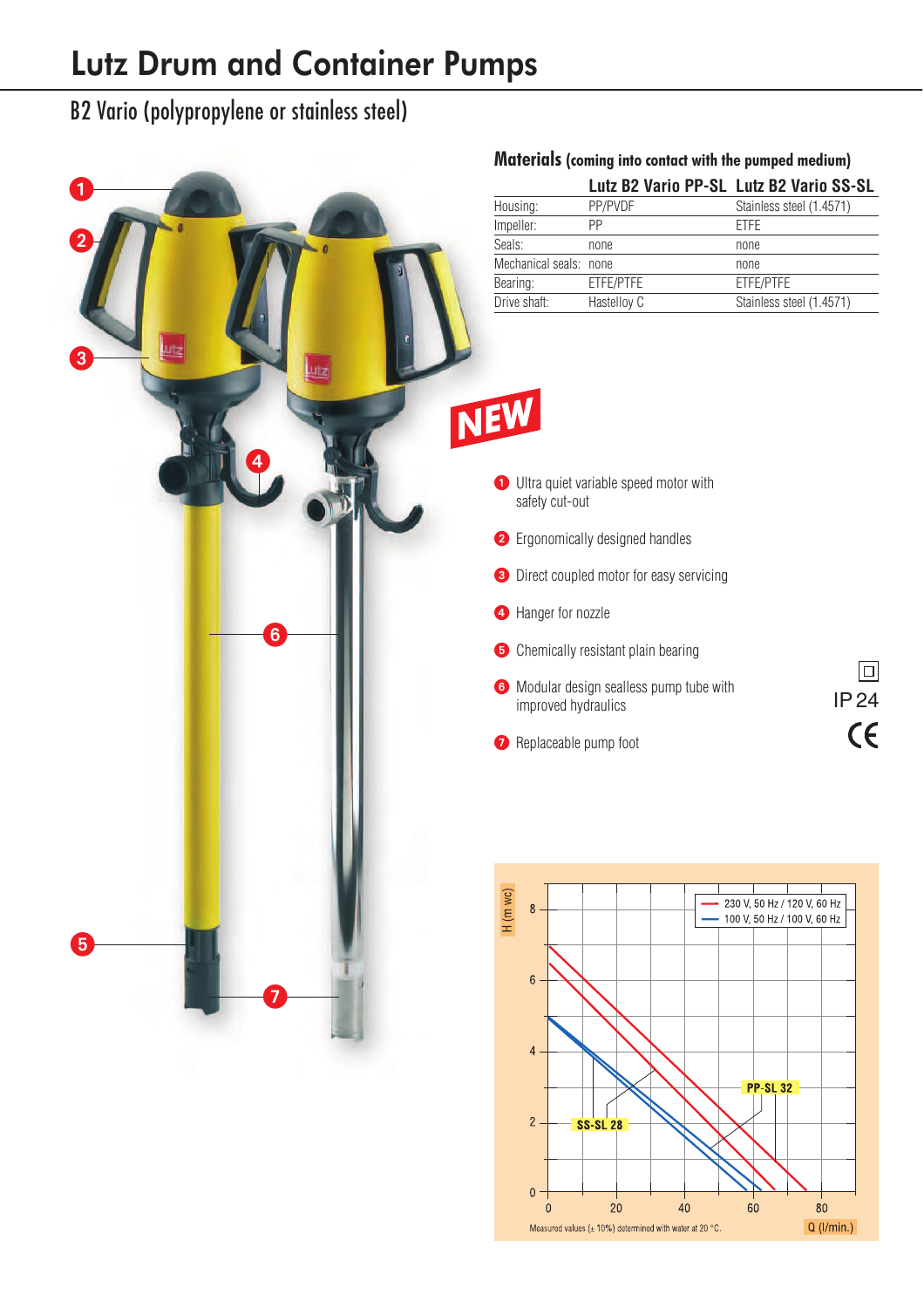# Lutz Drum and Container Pumps

## B2 Vario (polypropylene or stainless steel)

### Materials (coming into contact with the pumped medium)

| | Lutz B2 Vario PP-SL | Lutz B2 Vario SS-SL |
|---|---|---|
| Housing: | PP/PVDF | Stainless steel (1.4571) |
| Impeller: | PP | ETFE |
| Seals: | none | none |
| Mechanical seals: | none | none |
| Bearing: | ETFE/PTFE | ETFE/PTFE |
| Drive shaft: | Hastelloy C | Stainless steel (1.4571) |

**NEW**

1. Ultra quiet variable speed motor with safety cut-out
2. Ergonomically designed handles
3. Direct coupled motor for easy servicing
4. Hanger for nozzle
5. Chemically resistant plain bearing
6. Modular design sealless pump tube with improved hydraulics
7. Replaceable pump foot

IP 24

CE

H (m wc) / Q (l/min.)

230 V, 50 Hz / 120 V, 60 Hz
100 V, 50 Hz / 100 V, 60 Hz

PP-SL 32

SS-SL 28

Measured values (± 10%) determined with water at 20 °C.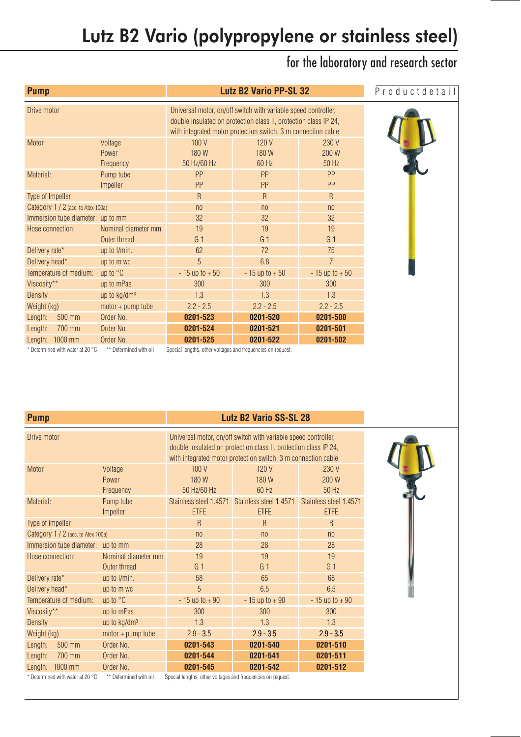# Lutz B2 Vario (polypropylene or stainless steel)

## for the laboratory and research sector

Productdetail

| Pump | | Lutz B2 Vario PP-SL 32 | | |
|---|---|---|---|---|
| Drive motor | | Universal motor, on/off switch with variable speed controller, double insulated on protection class II, protection class IP 24, with integrated motor protection switch, 3 m connection cable | | |
| Motor | Voltage<br>Power<br>Frequency | 100 V<br>180 W<br>50 Hz/60 Hz | 120 V<br>180 W<br>60 Hz | 230 V<br>200 W<br>50 Hz |
| Material: | Pump tube<br>Impeller | PP<br>PP | PP<br>PP | PP<br>PP |
| Type of Impeller | | R | R | R |
| Category 1 / 2 (acc. to Atex 100a) | | no | no | no |
| Immersion tube diameter: | up to mm | 32 | 32 | 32 |
| Hose connection: | Nominal diameter mm<br>Outer thread | 19<br>G 1 | 19<br>G 1 | 19<br>G 1 |
| Delivery rate* | up to l/min. | 62 | 72 | 75 |
| Delivery head* | up to m wc | 5 | 6.8 | 7 |
| Temperature of medium: | up to °C | - 15 up to + 50 | - 15 up to + 50 | - 15 up to + 50 |
| Viscosity** | up to mPas | 300 | 300 | 300 |
| Density | up to kg/dm³ | 1.3 | 1.3 | 1.3 |
| Weight (kg) | motor + pump tube | 2.2 - 2.5 | 2.2 - 2.5 | 2.2 - 2.5 |
| Length: 500 mm | Order No. | **0201-523** | **0201-520** | **0201-500** |
| Length: 700 mm | Order No. | **0201-524** | **0201-521** | **0201-501** |
| Length: 1000 mm | Order No. | **0201-525** | **0201-522** | **0201-502** |

\* Determined with water at 20 °C  ** Determined with oil  Special lengths, other voltages and frequencies on request.

| Pump | | Lutz B2 Vario SS-SL 28 | | |
|---|---|---|---|---|
| Drive motor | | Universal motor, on/off switch with variable speed controller, double insulated on protection class II, protection class IP 24, with integrated motor protection switch, 3 m connection cable | | |
| Motor | Voltage<br>Power<br>Frequency | 100 V<br>180 W<br>50 Hz/60 Hz | 120 V<br>180 W<br>60 Hz | 230 V<br>200 W<br>50 Hz |
| Material: | Pump tube<br>Impeller | Stainless steel 1.4571<br>ETFE | Stainless steel 1.4571<br>ETFE | Stainless steel 1.4571<br>ETFE |
| Type of impeller | | R | R | R |
| Category 1 / 2 (acc. to Atex 100a) | | no | no | no |
| Immersion tube diameter: | up to mm | 28 | 28 | 28 |
| Hose connection: | Nominal diameter mm<br>Outer thread | 19<br>G 1 | 19<br>G 1 | 19<br>G 1 |
| Delivery rate* | up to l/min. | 58 | 65 | 68 |
| Delivery head* | up to m wc | 5 | 6.5 | 6.5 |
| Temperature of medium: | up to °C | - 15 up to + 90 | - 15 up to + 90 | - 15 up to + 90 |
| Viscosity** | up to mPas | 300 | 300 | 300 |
| Density | up to kg/dm³ | 1.3 | 1.3 | 1.3 |
| Weight (kg) | motor + pump tube | 2.9 - 3.5 | 2.9 - 3.5 | 2.9 - 3.5 |
| Length: 500 mm | Order No. | **0201-543** | **0201-540** | **0201-510** |
| Length: 700 mm | Order No. | **0201-544** | **0201-541** | **0201-511** |
| Length: 1000 mm | Order No. | **0201-545** | **0201-542** | **0201-512** |

\* Determined with water at 20 °C  ** Determined with oil  Special lengths, other voltages and frequencies on request.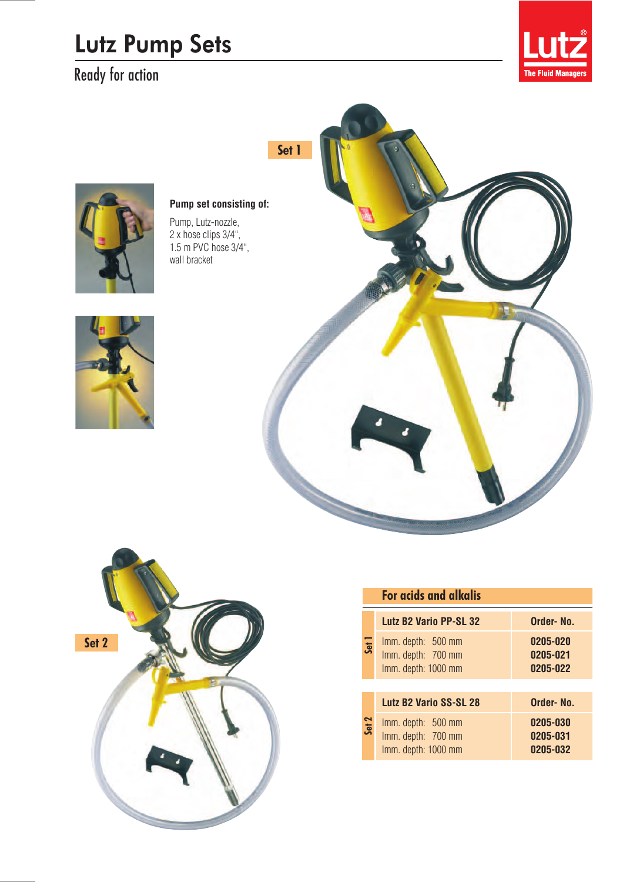# Lutz Pump Sets

## Ready for action

Set 1

**Pump set consisting of:**

Pump, Lutz-nozzle,
2 x hose clips 3/4",
1.5 m PVC hose 3/4",
wall bracket

Set 2

### For acids and alkalis

| | Lutz B2 Vario PP-SL 32 | Order- No. |
|---|---|---|
| Set 1 | Imm. depth: 500 mm | 0205-020 |
| | Imm. depth: 700 mm | 0205-021 |
| | Imm. depth: 1000 mm | 0205-022 |

| | Lutz B2 Vario SS-SL 28 | Order- No. |
|---|---|---|
| Set 2 | Imm. depth: 500 mm | 0205-030 |
| | Imm. depth: 700 mm | 0205-031 |
| | Imm. depth: 1000 mm | 0205-032 |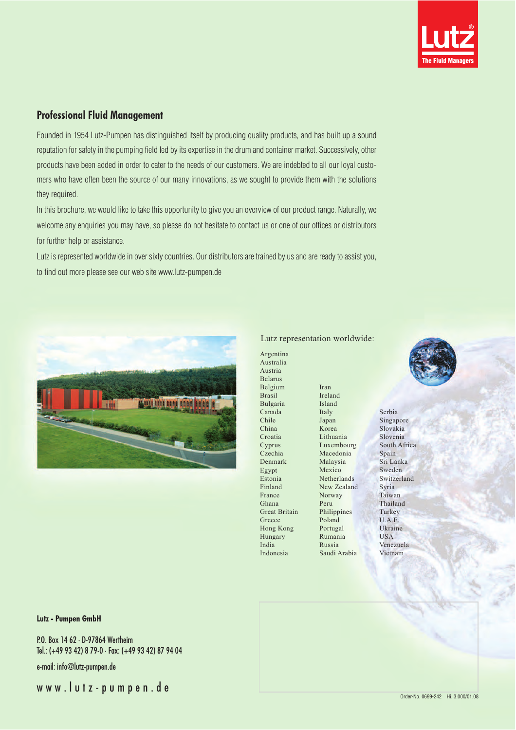Lutz
The Fluid Managers

## Professional Fluid Management

Founded in 1954 Lutz-Pumpen has distinguished itself by producing quality products, and has built up a sound reputation for safety in the pumping field led by its expertise in the drum and container market. Successively, other products have been added in order to cater to the needs of our customers. We are indebted to all our loyal customers who have often been the source of our many innovations, as we sought to provide them with the solutions they required.

In this brochure, we would like to take this opportunity to give you an overview of our product range. Naturally, we welcome any enquiries you may have, so please do not hesitate to contact us or one of our offices or distributors for further help or assistance.

Lutz is represented worldwide in over sixty countries. Our distributors are trained by us and are ready to assist you, to find out more please see our web site www.lutz-pumpen.de

Lutz representation worldwide:

Argentina
Australia
Austria
Belarus
Belgium
Brasil
Bulgaria
Canada
Chile
China
Croatia
Cyprus
Czechia
Denmark
Egypt
Estonia
Finland
France
Ghana
Great Britain
Greece
Hong Kong
Hungary
India
Indonesia
Iran
Ireland
Island
Italy
Japan
Korea
Lithuania
Luxembourg
Macedonia
Malaysia
Mexico
Netherlands
New Zealand
Norway
Peru
Philippines
Poland
Portugal
Rumania
Russia
Saudi Arabia
Serbia
Singapore
Slovakia
Slovenia
South Africa
Spain
Sri Lanka
Sweden
Switzerland
Syria
Taiwan
Thailand
Turkey
U.A.E.
Ukraine
USA
Venezuela
Vietnam

**Lutz - Pumpen GmbH**

P.O. Box 14 62 · D-97864 Wertheim
Tel.: (+49 93 42) 8 79-0 · Fax: (+49 93 42) 87 94 04

e-mail: info@lutz-pumpen.de

www.lutz-pumpen.de

Order-No. 0699-242 Hi. 3.000/01.08